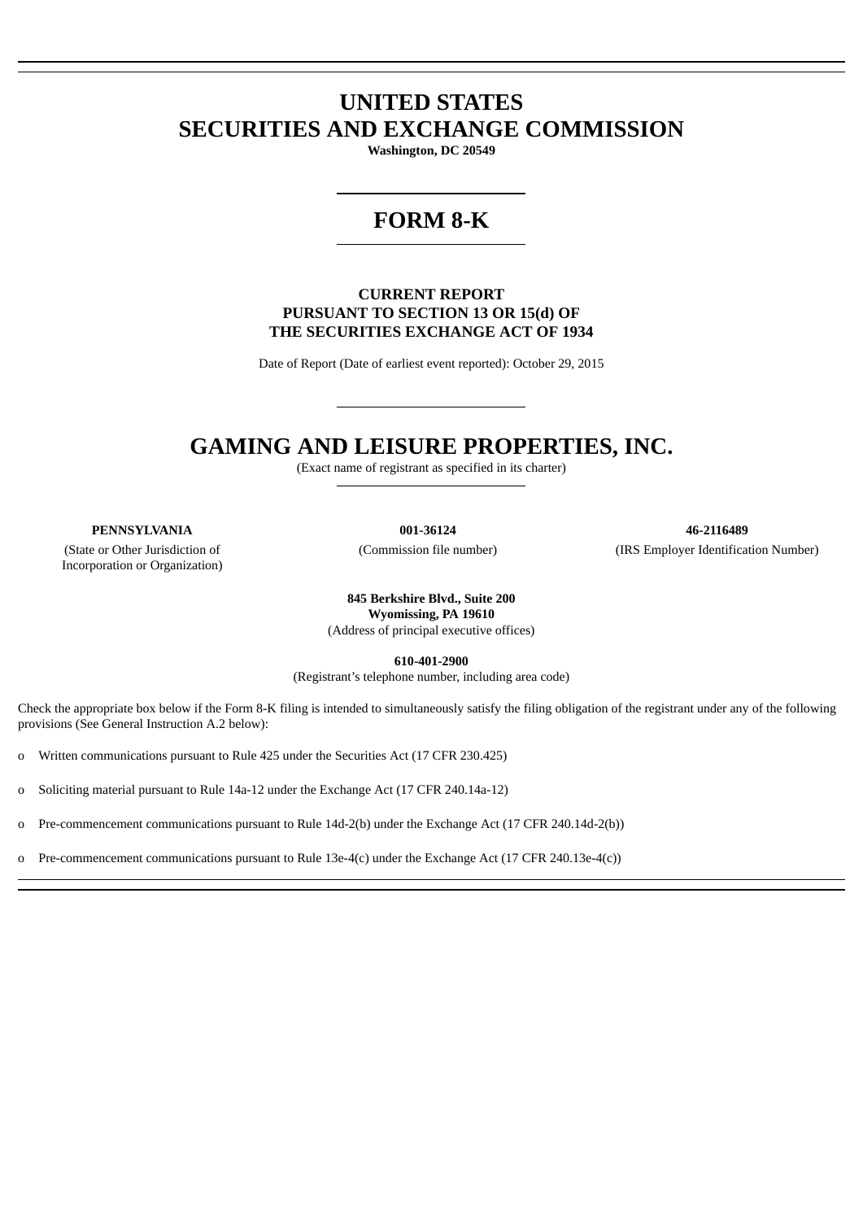# UNITED STATES
# SECURITIES AND EXCHANGE COMMISSION

**Washington, DC 20549**

# FORM 8-K

**CURRENT REPORT**
**PURSUANT TO SECTION 13 OR 15(d) OF**
**THE SECURITIES EXCHANGE ACT OF 1934**

Date of Report (Date of earliest event reported): October 29, 2015

# GAMING AND LEISURE PROPERTIES, INC.

(Exact name of registrant as specified in its charter)

| **PENNSYLVANIA** | **001-36124** | **46-2116489** |
|---|---|---|
| (State or Other Jurisdiction of Incorporation or Organization) | (Commission file number) | (IRS Employer Identification Number) |

**845 Berkshire Blvd., Suite 200**
**Wyomissing, PA 19610**
(Address of principal executive offices)

**610-401-2900**
(Registrant's telephone number, including area code)

Check the appropriate box below if the Form 8-K filing is intended to simultaneously satisfy the filing obligation of the registrant under any of the following provisions (See General Instruction A.2 below):

o Written communications pursuant to Rule 425 under the Securities Act (17 CFR 230.425)

o Soliciting material pursuant to Rule 14a-12 under the Exchange Act (17 CFR 240.14a-12)

o Pre-commencement communications pursuant to Rule 14d-2(b) under the Exchange Act (17 CFR 240.14d-2(b))

o Pre-commencement communications pursuant to Rule 13e-4(c) under the Exchange Act (17 CFR 240.13e-4(c))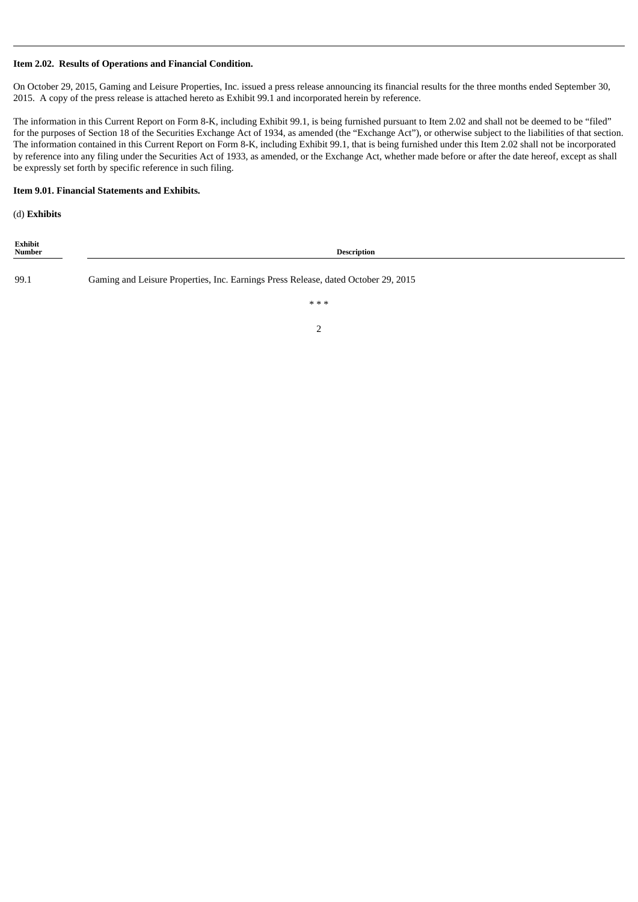**Item 2.02. Results of Operations and Financial Condition.**

On October 29, 2015, Gaming and Leisure Properties, Inc. issued a press release announcing its financial results for the three months ended September 30, 2015. A copy of the press release is attached hereto as Exhibit 99.1 and incorporated herein by reference.

The information in this Current Report on Form 8-K, including Exhibit 99.1, is being furnished pursuant to Item 2.02 and shall not be deemed to be "filed" for the purposes of Section 18 of the Securities Exchange Act of 1934, as amended (the "Exchange Act"), or otherwise subject to the liabilities of that section. The information contained in this Current Report on Form 8-K, including Exhibit 99.1, that is being furnished under this Item 2.02 shall not be incorporated by reference into any filing under the Securities Act of 1933, as amended, or the Exchange Act, whether made before or after the date hereof, except as shall be expressly set forth by specific reference in such filing.

**Item 9.01. Financial Statements and Exhibits.**

(d) **Exhibits**

| Exhibit Number | Description |
|---|---|
| 99.1 | Gaming and Leisure Properties, Inc. Earnings Press Release, dated October 29, 2015 |

\* \* \*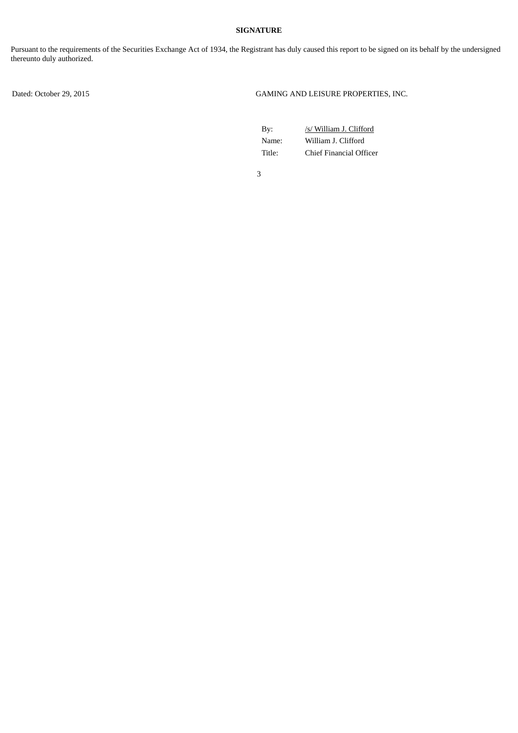**SIGNATURE**

Pursuant to the requirements of the Securities Exchange Act of 1934, the Registrant has duly caused this report to be signed on its behalf by the undersigned thereunto duly authorized.

Dated: October 29, 2015

GAMING AND LEISURE PROPERTIES, INC.

| | |
|---|---|
| By: | /s/ William J. Clifford |
| Name: | William J. Clifford |
| Title: | Chief Financial Officer |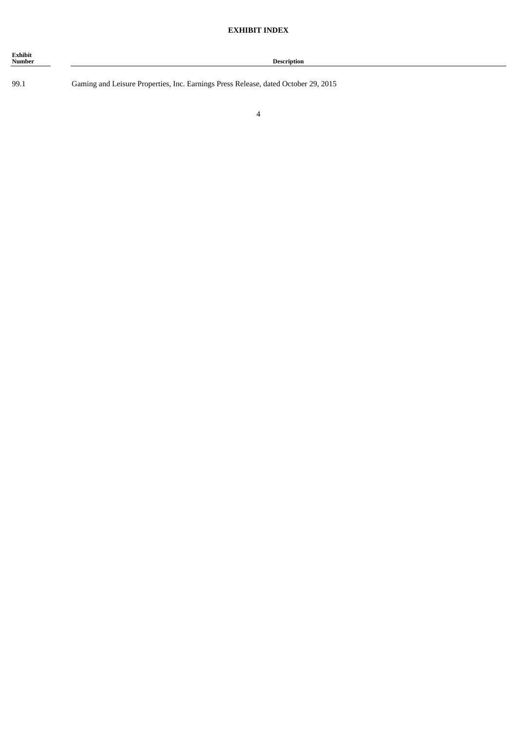## EXHIBIT INDEX

| Exhibit Number | Description |
|---|---|
| 99.1 | Gaming and Leisure Properties, Inc. Earnings Press Release, dated October 29, 2015 |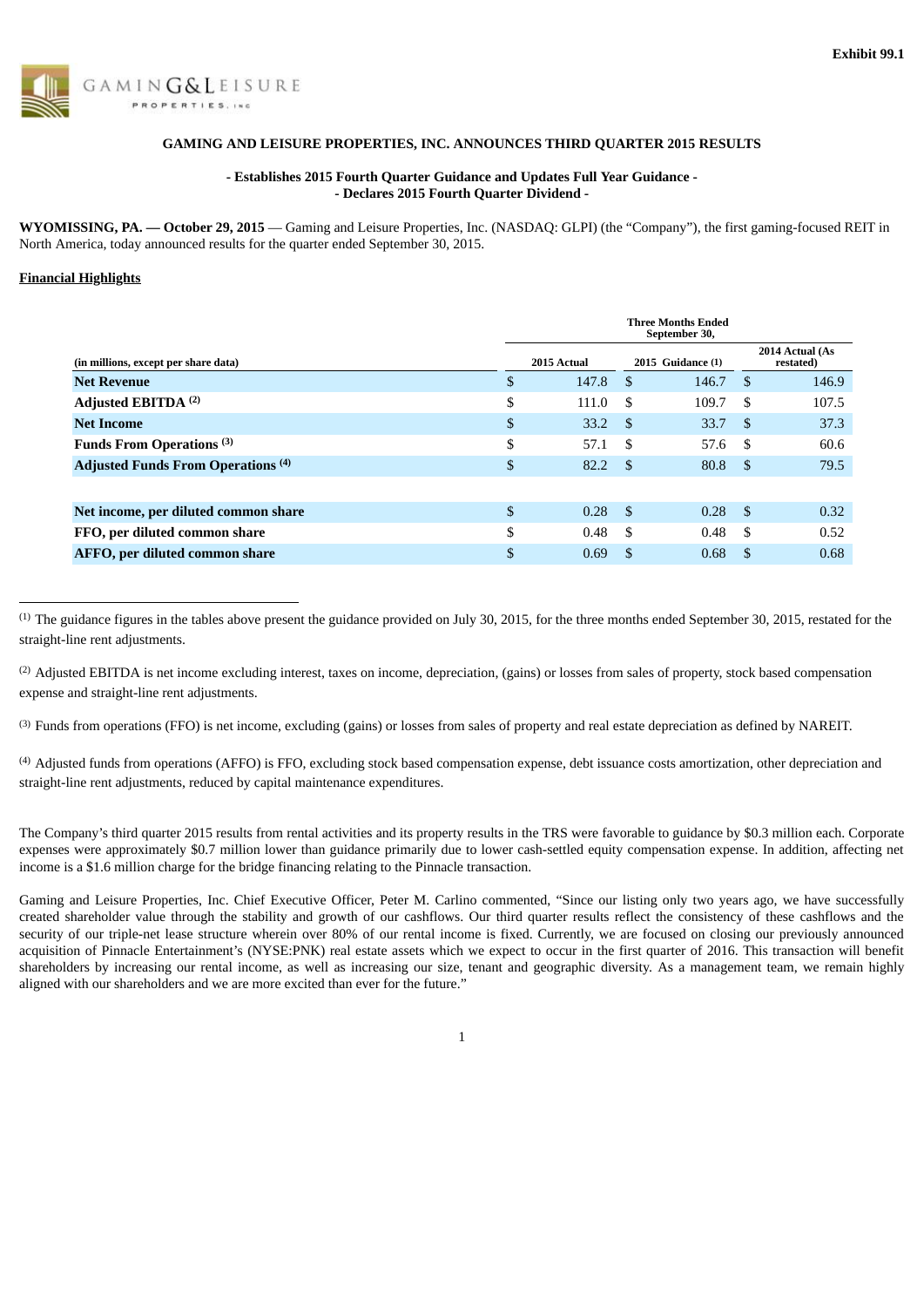Exhibit 99.1

GAMING&LEISURE PROPERTIES, INC

# GAMING AND LEISURE PROPERTIES, INC. ANNOUNCES THIRD QUARTER 2015 RESULTS

**- Establishes 2015 Fourth Quarter Guidance and Updates Full Year Guidance -**
**- Declares 2015 Fourth Quarter Dividend -**

**WYOMISSING, PA. — October 29, 2015** — Gaming and Leisure Properties, Inc. (NASDAQ: GLPI) (the "Company"), the first gaming-focused REIT in North America, today announced results for the quarter ended September 30, 2015.

**Financial Highlights**

| | Three Months Ended September 30, | | |
|---|---|---|---|
| (in millions, except per share data) | 2015 Actual | 2015 Guidance (1) | 2014 Actual (As restated) |
| **Net Revenue** | $ 147.8 | $ 146.7 | $ 146.9 |
| **Adjusted EBITDA** (2) | $ 111.0 | $ 109.7 | $ 107.5 |
| **Net Income** | $ 33.2 | $ 33.7 | $ 37.3 |
| **Funds From Operations** (3) | $ 57.1 | $ 57.6 | $ 60.6 |
| **Adjusted Funds From Operations** (4) | $ 82.2 | $ 80.8 | $ 79.5 |
| | | | |
| **Net income, per diluted common share** | $ 0.28 | $ 0.28 | $ 0.32 |
| **FFO, per diluted common share** | $ 0.48 | $ 0.48 | $ 0.52 |
| **AFFO, per diluted common share** | $ 0.69 | $ 0.68 | $ 0.68 |

(1) The guidance figures in the tables above present the guidance provided on July 30, 2015, for the three months ended September 30, 2015, restated for the straight-line rent adjustments.

(2) Adjusted EBITDA is net income excluding interest, taxes on income, depreciation, (gains) or losses from sales of property, stock based compensation expense and straight-line rent adjustments.

(3) Funds from operations (FFO) is net income, excluding (gains) or losses from sales of property and real estate depreciation as defined by NAREIT.

(4) Adjusted funds from operations (AFFO) is FFO, excluding stock based compensation expense, debt issuance costs amortization, other depreciation and straight-line rent adjustments, reduced by capital maintenance expenditures.

The Company's third quarter 2015 results from rental activities and its property results in the TRS were favorable to guidance by $0.3 million each. Corporate expenses were approximately $0.7 million lower than guidance primarily due to lower cash-settled equity compensation expense. In addition, affecting net income is a $1.6 million charge for the bridge financing relating to the Pinnacle transaction.

Gaming and Leisure Properties, Inc. Chief Executive Officer, Peter M. Carlino commented, "Since our listing only two years ago, we have successfully created shareholder value through the stability and growth of our cashflows. Our third quarter results reflect the consistency of these cashflows and the security of our triple-net lease structure wherein over 80% of our rental income is fixed. Currently, we are focused on closing our previously announced acquisition of Pinnacle Entertainment's (NYSE:PNK) real estate assets which we expect to occur in the first quarter of 2016. This transaction will benefit shareholders by increasing our rental income, as well as increasing our size, tenant and geographic diversity. As a management team, we remain highly aligned with our shareholders and we are more excited than ever for the future."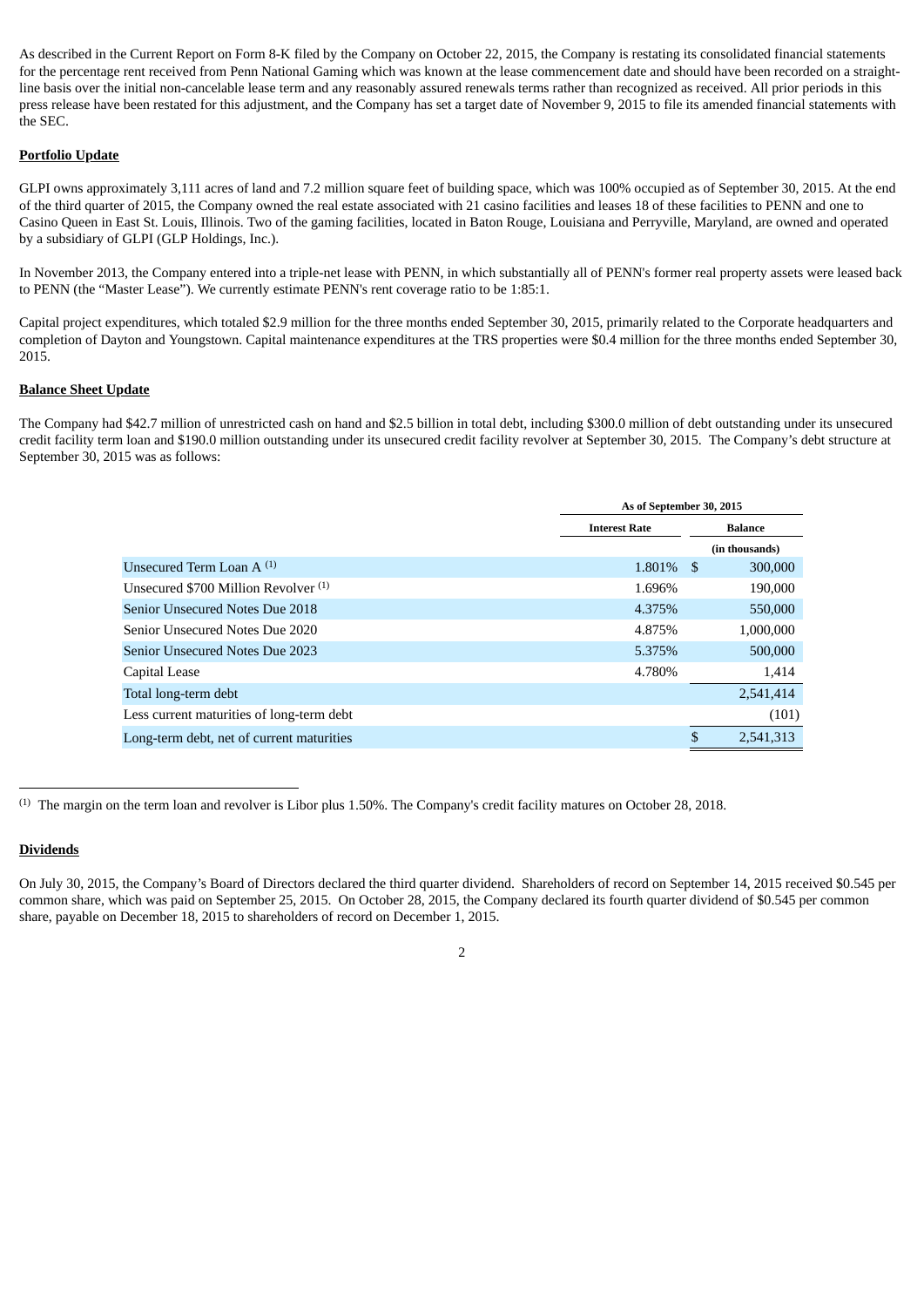As described in the Current Report on Form 8-K filed by the Company on October 22, 2015, the Company is restating its consolidated financial statements for the percentage rent received from Penn National Gaming which was known at the lease commencement date and should have been recorded on a straight-line basis over the initial non-cancelable lease term and any reasonably assured renewals terms rather than recognized as received. All prior periods in this press release have been restated for this adjustment, and the Company has set a target date of November 9, 2015 to file its amended financial statements with the SEC.

**Portfolio Update**

GLPI owns approximately 3,111 acres of land and 7.2 million square feet of building space, which was 100% occupied as of September 30, 2015. At the end of the third quarter of 2015, the Company owned the real estate associated with 21 casino facilities and leases 18 of these facilities to PENN and one to Casino Queen in East St. Louis, Illinois. Two of the gaming facilities, located in Baton Rouge, Louisiana and Perryville, Maryland, are owned and operated by a subsidiary of GLPI (GLP Holdings, Inc.).

In November 2013, the Company entered into a triple-net lease with PENN, in which substantially all of PENN's former real property assets were leased back to PENN (the "Master Lease"). We currently estimate PENN's rent coverage ratio to be 1:85:1.

Capital project expenditures, which totaled $2.9 million for the three months ended September 30, 2015, primarily related to the Corporate headquarters and completion of Dayton and Youngstown. Capital maintenance expenditures at the TRS properties were $0.4 million for the three months ended September 30, 2015.

**Balance Sheet Update**

The Company had $42.7 million of unrestricted cash on hand and $2.5 billion in total debt, including $300.0 million of debt outstanding under its unsecured credit facility term loan and $190.0 million outstanding under its unsecured credit facility revolver at September 30, 2015. The Company's debt structure at September 30, 2015 was as follows:

| | As of September 30, 2015 | |
|---|---|---|
| | Interest Rate | Balance (in thousands) |
| Unsecured Term Loan A [(1)] | 1.801% | $ 300,000 |
| Unsecured $700 Million Revolver [(1)] | 1.696% | 190,000 |
| Senior Unsecured Notes Due 2018 | 4.375% | 550,000 |
| Senior Unsecured Notes Due 2020 | 4.875% | 1,000,000 |
| Senior Unsecured Notes Due 2023 | 5.375% | 500,000 |
| Capital Lease | 4.780% | 1,414 |
| Total long-term debt | | 2,541,414 |
| Less current maturities of long-term debt | | (101) |
| Long-term debt, net of current maturities | | $ 2,541,313 |

(1) The margin on the term loan and revolver is Libor plus 1.50%. The Company's credit facility matures on October 28, 2018.

**Dividends**

On July 30, 2015, the Company's Board of Directors declared the third quarter dividend. Shareholders of record on September 14, 2015 received $0.545 per common share, which was paid on September 25, 2015. On October 28, 2015, the Company declared its fourth quarter dividend of $0.545 per common share, payable on December 18, 2015 to shareholders of record on December 1, 2015.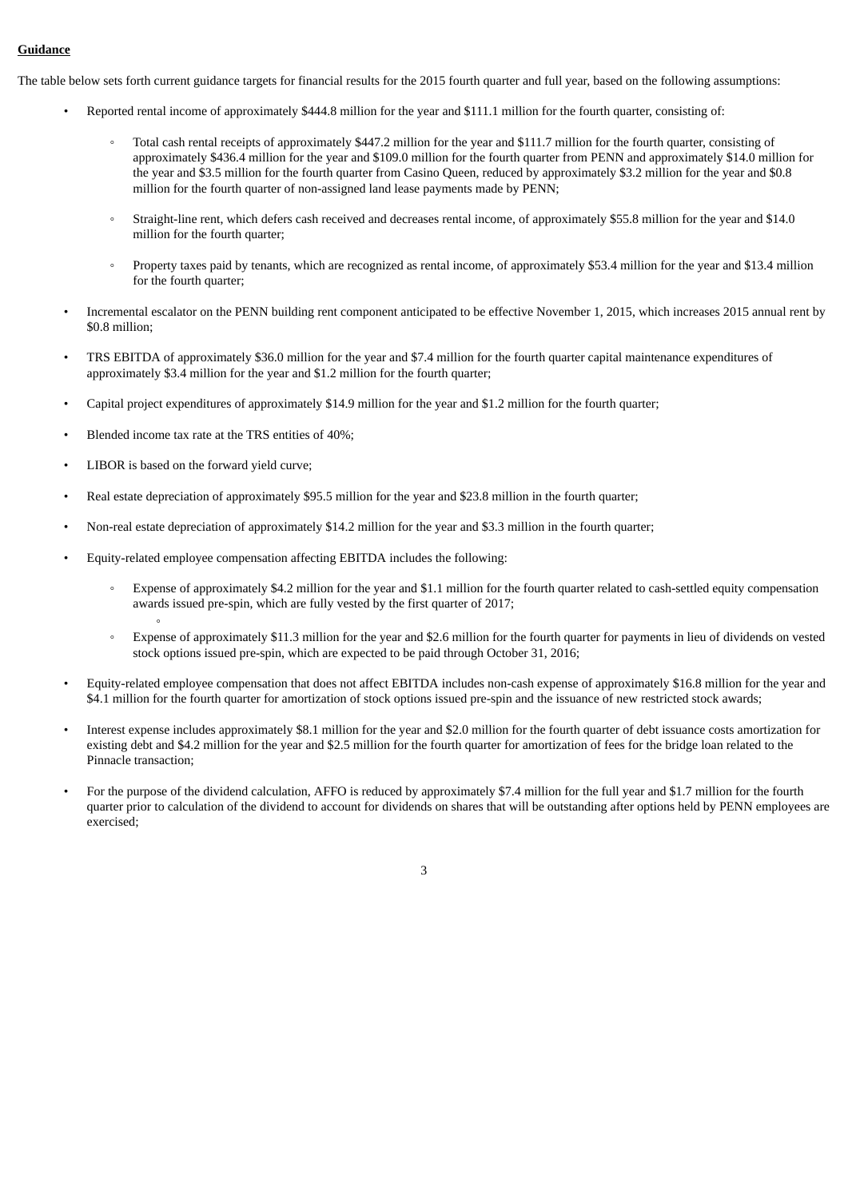**Guidance**

The table below sets forth current guidance targets for financial results for the 2015 fourth quarter and full year, based on the following assumptions:

- Reported rental income of approximately $444.8 million for the year and $111.1 million for the fourth quarter, consisting of:
    - Total cash rental receipts of approximately $447.2 million for the year and $111.7 million for the fourth quarter, consisting of approximately $436.4 million for the year and $109.0 million for the fourth quarter from PENN and approximately $14.0 million for the year and $3.5 million for the fourth quarter from Casino Queen, reduced by approximately $3.2 million for the year and $0.8 million for the fourth quarter of non-assigned land lease payments made by PENN;
    - Straight-line rent, which defers cash received and decreases rental income, of approximately $55.8 million for the year and $14.0 million for the fourth quarter;
    - Property taxes paid by tenants, which are recognized as rental income, of approximately $53.4 million for the year and $13.4 million for the fourth quarter;
- Incremental escalator on the PENN building rent component anticipated to be effective November 1, 2015, which increases 2015 annual rent by $0.8 million;
- TRS EBITDA of approximately $36.0 million for the year and $7.4 million for the fourth quarter capital maintenance expenditures of approximately $3.4 million for the year and $1.2 million for the fourth quarter;
- Capital project expenditures of approximately $14.9 million for the year and $1.2 million for the fourth quarter;
- Blended income tax rate at the TRS entities of 40%;
- LIBOR is based on the forward yield curve;
- Real estate depreciation of approximately $95.5 million for the year and $23.8 million in the fourth quarter;
- Non-real estate depreciation of approximately $14.2 million for the year and $3.3 million in the fourth quarter;
- Equity-related employee compensation affecting EBITDA includes the following:
    - Expense of approximately $4.2 million for the year and $1.1 million for the fourth quarter related to cash-settled equity compensation awards issued pre-spin, which are fully vested by the first quarter of 2017;
    - Expense of approximately $11.3 million for the year and $2.6 million for the fourth quarter for payments in lieu of dividends on vested stock options issued pre-spin, which are expected to be paid through October 31, 2016;
- Equity-related employee compensation that does not affect EBITDA includes non-cash expense of approximately $16.8 million for the year and $4.1 million for the fourth quarter for amortization of stock options issued pre-spin and the issuance of new restricted stock awards;
- Interest expense includes approximately $8.1 million for the year and $2.0 million for the fourth quarter of debt issuance costs amortization for existing debt and $4.2 million for the year and $2.5 million for the fourth quarter for amortization of fees for the bridge loan related to the Pinnacle transaction;
- For the purpose of the dividend calculation, AFFO is reduced by approximately $7.4 million for the full year and $1.7 million for the fourth quarter prior to calculation of the dividend to account for dividends on shares that will be outstanding after options held by PENN employees are exercised;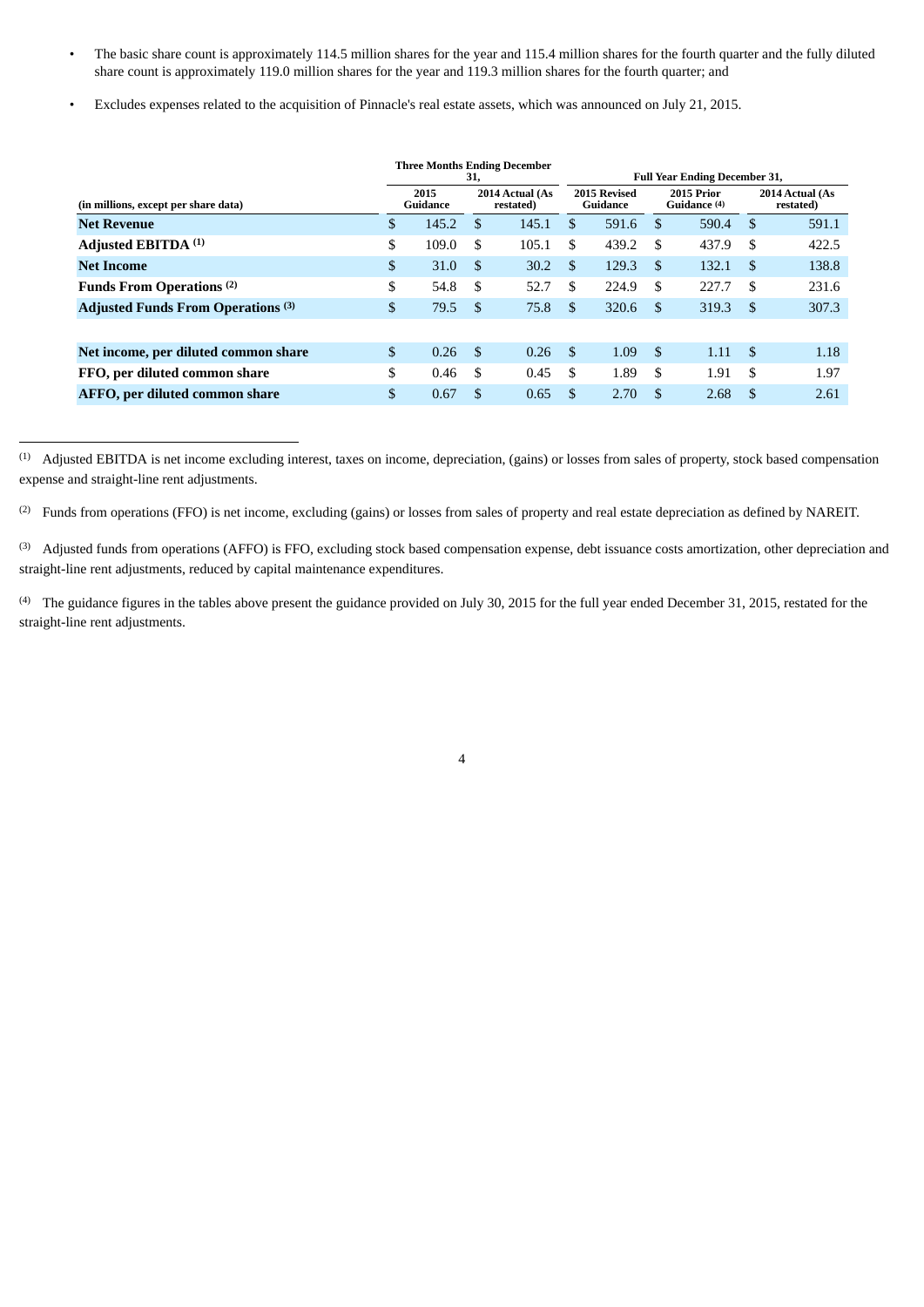- The basic share count is approximately 114.5 million shares for the year and 115.4 million shares for the fourth quarter and the fully diluted share count is approximately 119.0 million shares for the year and 119.3 million shares for the fourth quarter; and
- Excludes expenses related to the acquisition of Pinnacle's real estate assets, which was announced on July 21, 2015.

| | Three Months Ending December 31, | | Full Year Ending December 31, | | |
|---|---|---|---|---|---|
| (in millions, except per share data) | 2015 Guidance | 2014 Actual (As restated) | 2015 Revised Guidance | 2015 Prior Guidance [4] | 2014 Actual (As restated) |
| **Net Revenue** | $ 145.2 | $ 145.1 | $ 591.6 | $ 590.4 | $ 591.1 |
| **Adjusted EBITDA [1]** | $ 109.0 | $ 105.1 | $ 439.2 | $ 437.9 | $ 422.5 |
| **Net Income** | $ 31.0 | $ 30.2 | $ 129.3 | $ 132.1 | $ 138.8 |
| **Funds From Operations [2]** | $ 54.8 | $ 52.7 | $ 224.9 | $ 227.7 | $ 231.6 |
| **Adjusted Funds From Operations [3]** | $ 79.5 | $ 75.8 | $ 320.6 | $ 319.3 | $ 307.3 |
| | | | | | |
| **Net income, per diluted common share** | $ 0.26 | $ 0.26 | $ 1.09 | $ 1.11 | $ 1.18 |
| **FFO, per diluted common share** | $ 0.46 | $ 0.45 | $ 1.89 | $ 1.91 | $ 1.97 |
| **AFFO, per diluted common share** | $ 0.67 | $ 0.65 | $ 2.70 | $ 2.68 | $ 2.61 |

---

[1] Adjusted EBITDA is net income excluding interest, taxes on income, depreciation, (gains) or losses from sales of property, stock based compensation expense and straight-line rent adjustments.

[2] Funds from operations (FFO) is net income, excluding (gains) or losses from sales of property and real estate depreciation as defined by NAREIT.

[3] Adjusted funds from operations (AFFO) is FFO, excluding stock based compensation expense, debt issuance costs amortization, other depreciation and straight-line rent adjustments, reduced by capital maintenance expenditures.

[4] The guidance figures in the tables above present the guidance provided on July 30, 2015 for the full year ended December 31, 2015, restated for the straight-line rent adjustments.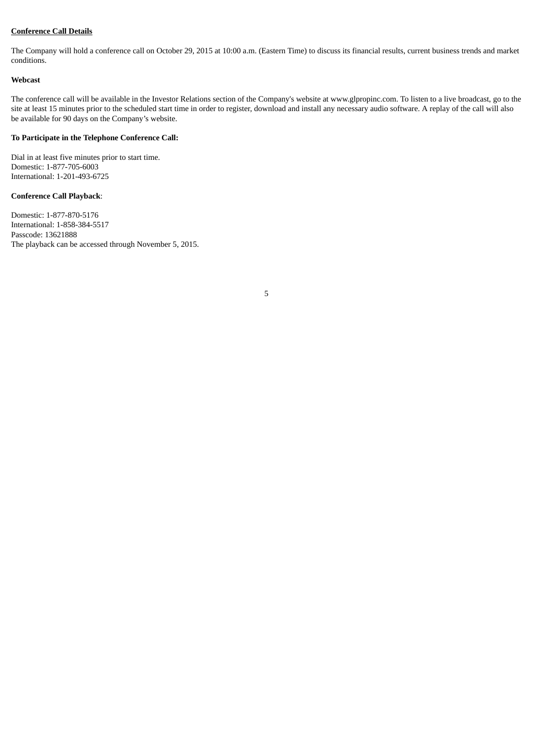**Conference Call Details**

The Company will hold a conference call on October 29, 2015 at 10:00 a.m. (Eastern Time) to discuss its financial results, current business trends and market conditions.

**Webcast**

The conference call will be available in the Investor Relations section of the Company's website at www.glpropinc.com. To listen to a live broadcast, go to the site at least 15 minutes prior to the scheduled start time in order to register, download and install any necessary audio software. A replay of the call will also be available for 90 days on the Company's website.

**To Participate in the Telephone Conference Call:**

Dial in at least five minutes prior to start time.
Domestic: 1-877-705-6003
International: 1-201-493-6725

**Conference Call Playback**:

Domestic: 1-877-870-5176
International: 1-858-384-5517
Passcode: 13621888
The playback can be accessed through November 5, 2015.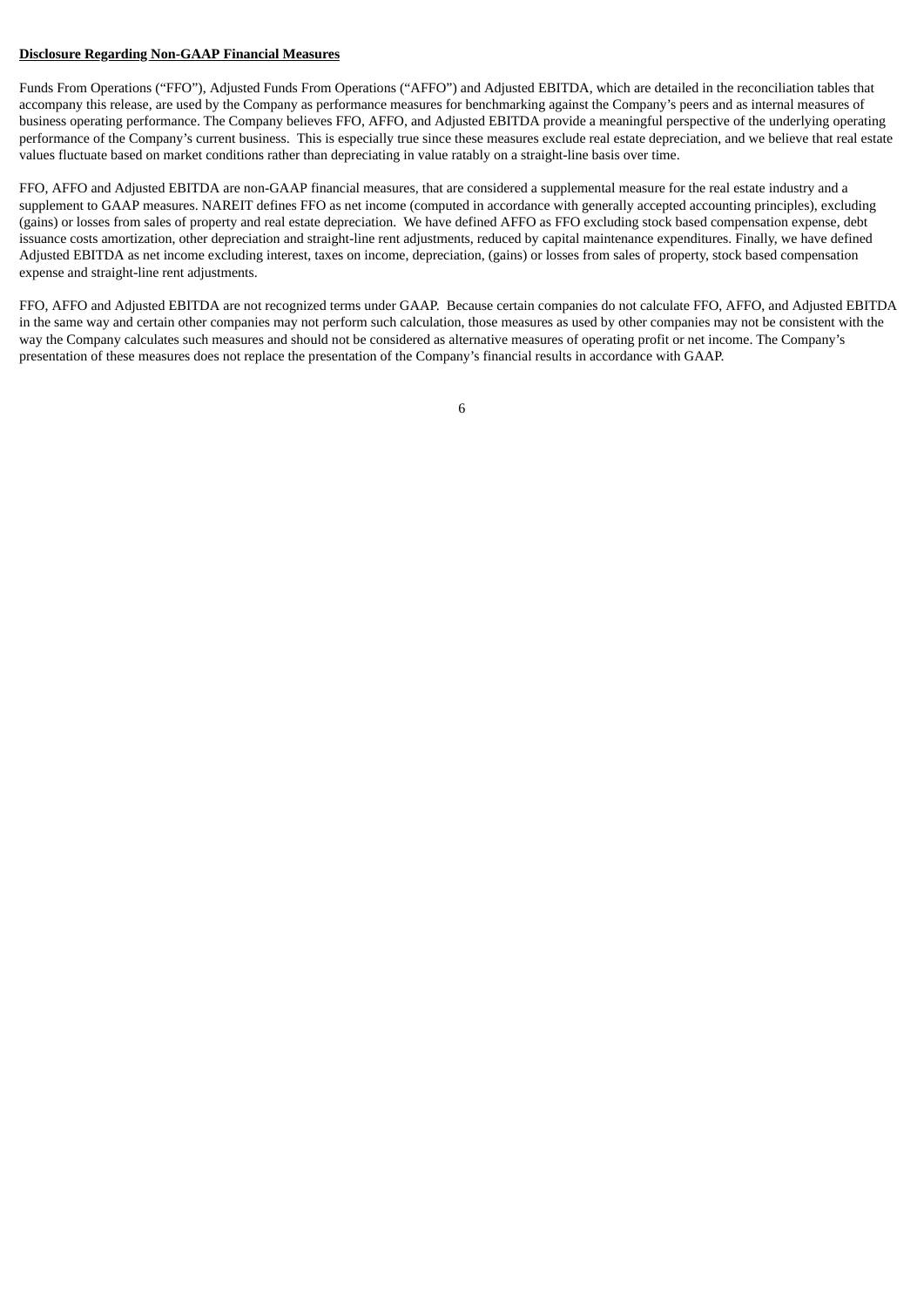**Disclosure Regarding Non-GAAP Financial Measures**

Funds From Operations ("FFO"), Adjusted Funds From Operations ("AFFO") and Adjusted EBITDA, which are detailed in the reconciliation tables that accompany this release, are used by the Company as performance measures for benchmarking against the Company's peers and as internal measures of business operating performance. The Company believes FFO, AFFO, and Adjusted EBITDA provide a meaningful perspective of the underlying operating performance of the Company's current business. This is especially true since these measures exclude real estate depreciation, and we believe that real estate values fluctuate based on market conditions rather than depreciating in value ratably on a straight-line basis over time.

FFO, AFFO and Adjusted EBITDA are non-GAAP financial measures, that are considered a supplemental measure for the real estate industry and a supplement to GAAP measures. NAREIT defines FFO as net income (computed in accordance with generally accepted accounting principles), excluding (gains) or losses from sales of property and real estate depreciation. We have defined AFFO as FFO excluding stock based compensation expense, debt issuance costs amortization, other depreciation and straight-line rent adjustments, reduced by capital maintenance expenditures. Finally, we have defined Adjusted EBITDA as net income excluding interest, taxes on income, depreciation, (gains) or losses from sales of property, stock based compensation expense and straight-line rent adjustments.

FFO, AFFO and Adjusted EBITDA are not recognized terms under GAAP. Because certain companies do not calculate FFO, AFFO, and Adjusted EBITDA in the same way and certain other companies may not perform such calculation, those measures as used by other companies may not be consistent with the way the Company calculates such measures and should not be considered as alternative measures of operating profit or net income. The Company's presentation of these measures does not replace the presentation of the Company's financial results in accordance with GAAP.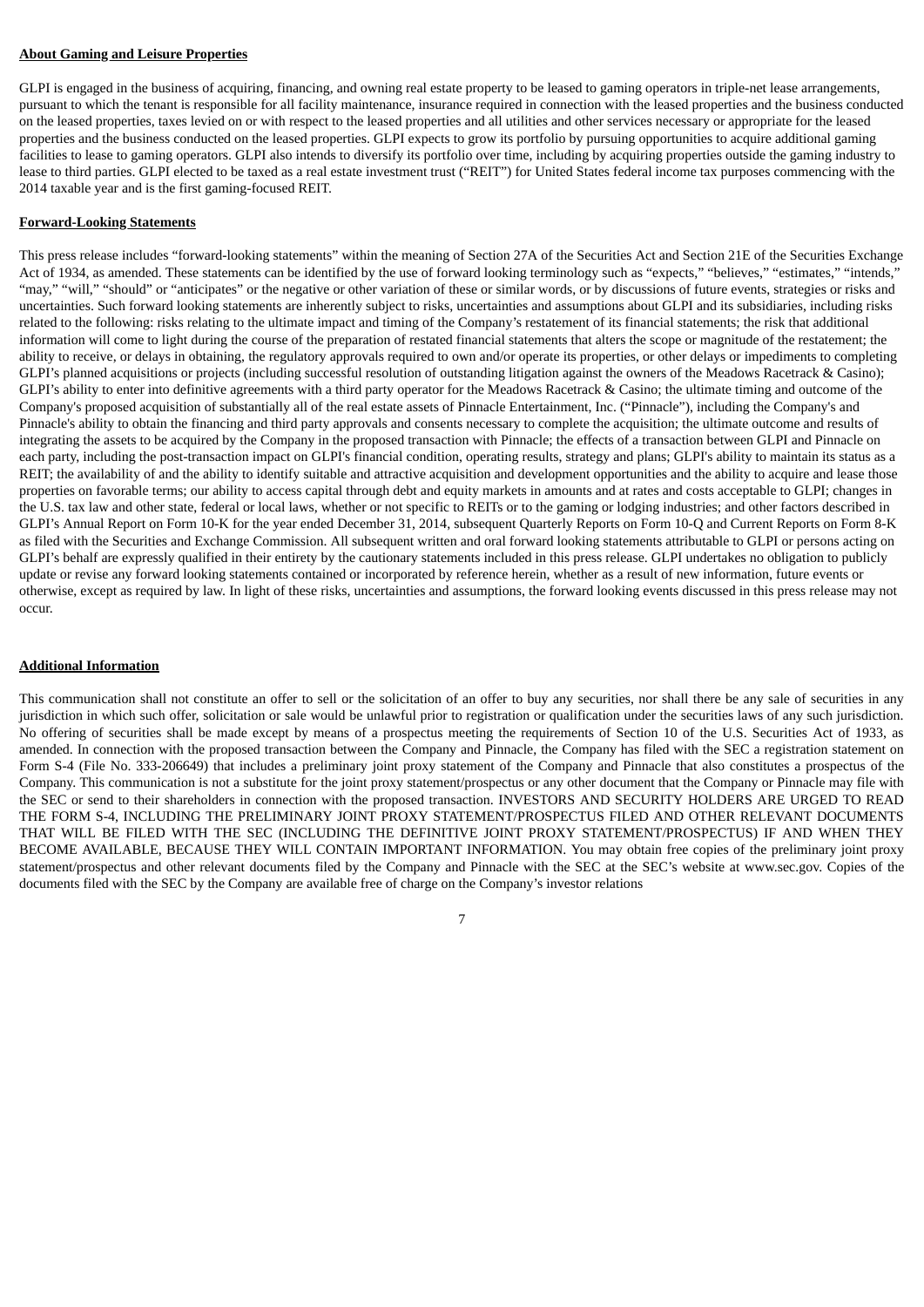**About Gaming and Leisure Properties**

GLPI is engaged in the business of acquiring, financing, and owning real estate property to be leased to gaming operators in triple-net lease arrangements, pursuant to which the tenant is responsible for all facility maintenance, insurance required in connection with the leased properties and the business conducted on the leased properties, taxes levied on or with respect to the leased properties and all utilities and other services necessary or appropriate for the leased properties and the business conducted on the leased properties. GLPI expects to grow its portfolio by pursuing opportunities to acquire additional gaming facilities to lease to gaming operators. GLPI also intends to diversify its portfolio over time, including by acquiring properties outside the gaming industry to lease to third parties. GLPI elected to be taxed as a real estate investment trust ("REIT") for United States federal income tax purposes commencing with the 2014 taxable year and is the first gaming-focused REIT.

**Forward-Looking Statements**

This press release includes "forward-looking statements" within the meaning of Section 27A of the Securities Act and Section 21E of the Securities Exchange Act of 1934, as amended. These statements can be identified by the use of forward looking terminology such as "expects," "believes," "estimates," "intends," "may," "will," "should" or "anticipates" or the negative or other variation of these or similar words, or by discussions of future events, strategies or risks and uncertainties. Such forward looking statements are inherently subject to risks, uncertainties and assumptions about GLPI and its subsidiaries, including risks related to the following: risks relating to the ultimate impact and timing of the Company's restatement of its financial statements; the risk that additional information will come to light during the course of the preparation of restated financial statements that alters the scope or magnitude of the restatement; the ability to receive, or delays in obtaining, the regulatory approvals required to own and/or operate its properties, or other delays or impediments to completing GLPI's planned acquisitions or projects (including successful resolution of outstanding litigation against the owners of the Meadows Racetrack & Casino); GLPI's ability to enter into definitive agreements with a third party operator for the Meadows Racetrack & Casino; the ultimate timing and outcome of the Company's proposed acquisition of substantially all of the real estate assets of Pinnacle Entertainment, Inc. ("Pinnacle"), including the Company's and Pinnacle's ability to obtain the financing and third party approvals and consents necessary to complete the acquisition; the ultimate outcome and results of integrating the assets to be acquired by the Company in the proposed transaction with Pinnacle; the effects of a transaction between GLPI and Pinnacle on each party, including the post-transaction impact on GLPI's financial condition, operating results, strategy and plans; GLPI's ability to maintain its status as a REIT; the availability of and the ability to identify suitable and attractive acquisition and development opportunities and the ability to acquire and lease those properties on favorable terms; our ability to access capital through debt and equity markets in amounts and at rates and costs acceptable to GLPI; changes in the U.S. tax law and other state, federal or local laws, whether or not specific to REITs or to the gaming or lodging industries; and other factors described in GLPI's Annual Report on Form 10-K for the year ended December 31, 2014, subsequent Quarterly Reports on Form 10-Q and Current Reports on Form 8-K as filed with the Securities and Exchange Commission. All subsequent written and oral forward looking statements attributable to GLPI or persons acting on GLPI's behalf are expressly qualified in their entirety by the cautionary statements included in this press release. GLPI undertakes no obligation to publicly update or revise any forward looking statements contained or incorporated by reference herein, whether as a result of new information, future events or otherwise, except as required by law. In light of these risks, uncertainties and assumptions, the forward looking events discussed in this press release may not occur.

**Additional Information**

This communication shall not constitute an offer to sell or the solicitation of an offer to buy any securities, nor shall there be any sale of securities in any jurisdiction in which such offer, solicitation or sale would be unlawful prior to registration or qualification under the securities laws of any such jurisdiction. No offering of securities shall be made except by means of a prospectus meeting the requirements of Section 10 of the U.S. Securities Act of 1933, as amended. In connection with the proposed transaction between the Company and Pinnacle, the Company has filed with the SEC a registration statement on Form S-4 (File No. 333-206649) that includes a preliminary joint proxy statement of the Company and Pinnacle that also constitutes a prospectus of the Company. This communication is not a substitute for the joint proxy statement/prospectus or any other document that the Company or Pinnacle may file with the SEC or send to their shareholders in connection with the proposed transaction. INVESTORS AND SECURITY HOLDERS ARE URGED TO READ THE FORM S-4, INCLUDING THE PRELIMINARY JOINT PROXY STATEMENT/PROSPECTUS FILED AND OTHER RELEVANT DOCUMENTS THAT WILL BE FILED WITH THE SEC (INCLUDING THE DEFINITIVE JOINT PROXY STATEMENT/PROSPECTUS) IF AND WHEN THEY BECOME AVAILABLE, BECAUSE THEY WILL CONTAIN IMPORTANT INFORMATION. You may obtain free copies of the preliminary joint proxy statement/prospectus and other relevant documents filed by the Company and Pinnacle with the SEC at the SEC's website at www.sec.gov. Copies of the documents filed with the SEC by the Company are available free of charge on the Company's investor relations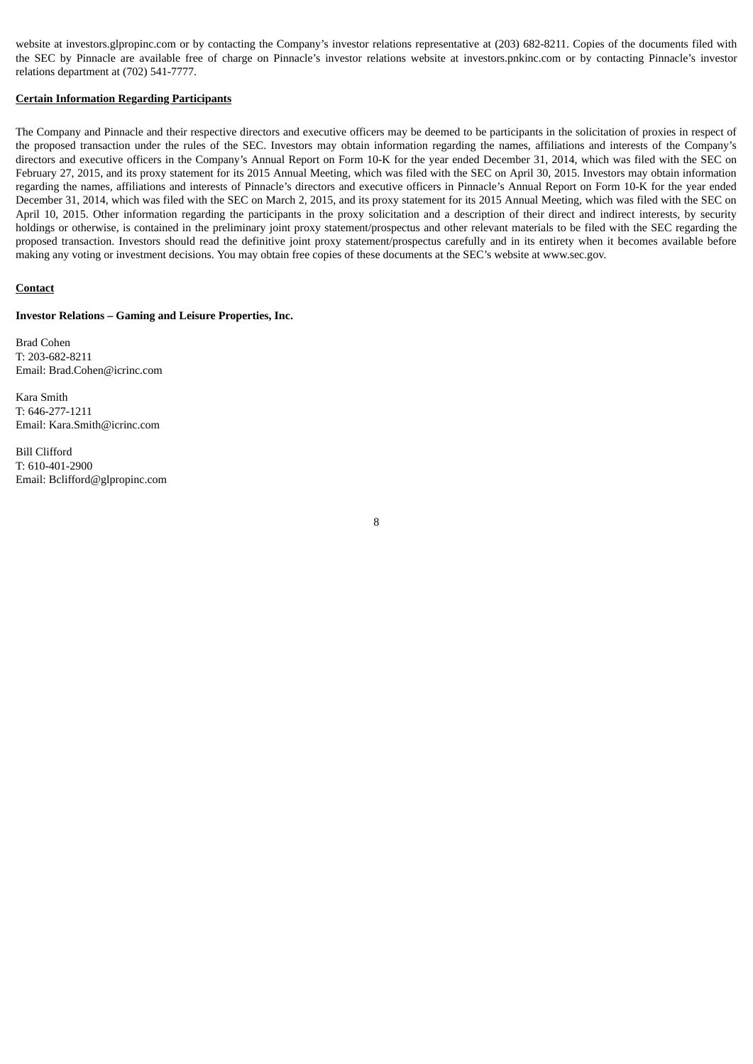website at investors.glpropinc.com or by contacting the Company's investor relations representative at (203) 682-8211. Copies of the documents filed with the SEC by Pinnacle are available free of charge on Pinnacle's investor relations website at investors.pnkinc.com or by contacting Pinnacle's investor relations department at (702) 541-7777.

**Certain Information Regarding Participants**

The Company and Pinnacle and their respective directors and executive officers may be deemed to be participants in the solicitation of proxies in respect of the proposed transaction under the rules of the SEC. Investors may obtain information regarding the names, affiliations and interests of the Company's directors and executive officers in the Company's Annual Report on Form 10-K for the year ended December 31, 2014, which was filed with the SEC on February 27, 2015, and its proxy statement for its 2015 Annual Meeting, which was filed with the SEC on April 30, 2015. Investors may obtain information regarding the names, affiliations and interests of Pinnacle's directors and executive officers in Pinnacle's Annual Report on Form 10-K for the year ended December 31, 2014, which was filed with the SEC on March 2, 2015, and its proxy statement for its 2015 Annual Meeting, which was filed with the SEC on April 10, 2015. Other information regarding the participants in the proxy solicitation and a description of their direct and indirect interests, by security holdings or otherwise, is contained in the preliminary joint proxy statement/prospectus and other relevant materials to be filed with the SEC regarding the proposed transaction. Investors should read the definitive joint proxy statement/prospectus carefully and in its entirety when it becomes available before making any voting or investment decisions. You may obtain free copies of these documents at the SEC's website at www.sec.gov.

**Contact**

**Investor Relations – Gaming and Leisure Properties, Inc.**

Brad Cohen
T: 203-682-8211
Email: Brad.Cohen@icrinc.com

Kara Smith
T: 646-277-1211
Email: Kara.Smith@icrinc.com

Bill Clifford
T: 610-401-2900
Email: Bclifford@glpropinc.com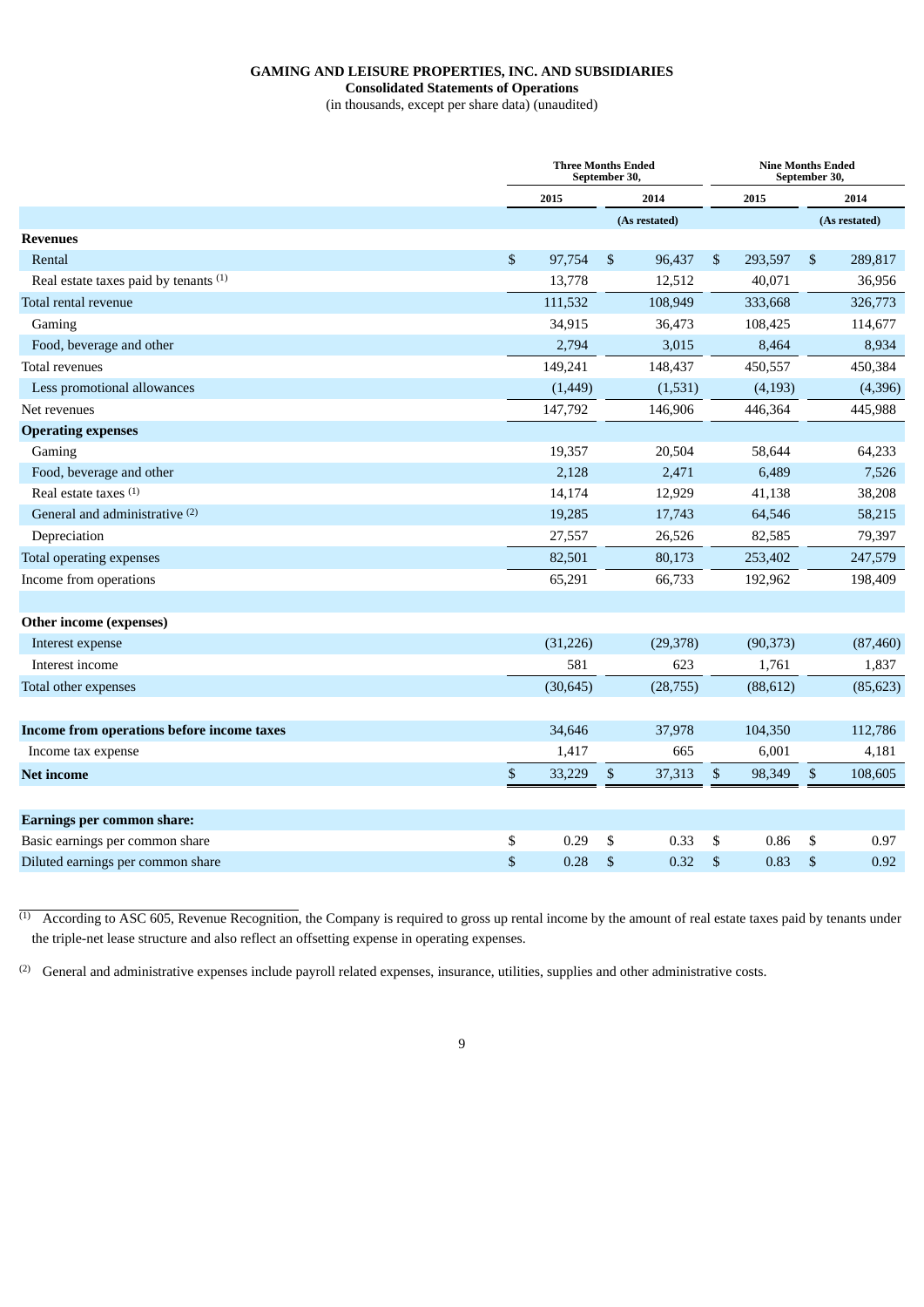**GAMING AND LEISURE PROPERTIES, INC. AND SUBSIDIARIES**
**Consolidated Statements of Operations**
(in thousands, except per share data) (unaudited)

| | Three Months Ended September 30, | | Nine Months Ended September 30, | |
|---|---|---|---|---|
| | 2015 | 2014 | 2015 | 2014 |
| | | (As restated) | | (As restated) |
| **Revenues** | | | | |
| Rental | $ 97,754 | $ 96,437 | $ 293,597 | $ 289,817 |
| Real estate taxes paid by tenants [(1)] | 13,778 | 12,512 | 40,071 | 36,956 |
| Total rental revenue | 111,532 | 108,949 | 333,668 | 326,773 |
| Gaming | 34,915 | 36,473 | 108,425 | 114,677 |
| Food, beverage and other | 2,794 | 3,015 | 8,464 | 8,934 |
| Total revenues | 149,241 | 148,437 | 450,557 | 450,384 |
| Less promotional allowances | (1,449) | (1,531) | (4,193) | (4,396) |
| Net revenues | 147,792 | 146,906 | 446,364 | 445,988 |
| **Operating expenses** | | | | |
| Gaming | 19,357 | 20,504 | 58,644 | 64,233 |
| Food, beverage and other | 2,128 | 2,471 | 6,489 | 7,526 |
| Real estate taxes [(1)] | 14,174 | 12,929 | 41,138 | 38,208 |
| General and administrative [(2)] | 19,285 | 17,743 | 64,546 | 58,215 |
| Depreciation | 27,557 | 26,526 | 82,585 | 79,397 |
| Total operating expenses | 82,501 | 80,173 | 253,402 | 247,579 |
| Income from operations | 65,291 | 66,733 | 192,962 | 198,409 |
| | | | | |
| **Other income (expenses)** | | | | |
| Interest expense | (31,226) | (29,378) | (90,373) | (87,460) |
| Interest income | 581 | 623 | 1,761 | 1,837 |
| Total other expenses | (30,645) | (28,755) | (88,612) | (85,623) |
| | | | | |
| **Income from operations before income taxes** | 34,646 | 37,978 | 104,350 | 112,786 |
| Income tax expense | 1,417 | 665 | 6,001 | 4,181 |
| **Net income** | $ 33,229 | $ 37,313 | $ 98,349 | $ 108,605 |
| | | | | |
| **Earnings per common share:** | | | | |
| Basic earnings per common share | $ 0.29 | $ 0.33 | $ 0.86 | $ 0.97 |
| Diluted earnings per common share | $ 0.28 | $ 0.32 | $ 0.83 | $ 0.92 |

[(1)] According to ASC 605, Revenue Recognition, the Company is required to gross up rental income by the amount of real estate taxes paid by tenants under the triple-net lease structure and also reflect an offsetting expense in operating expenses.

[(2)] General and administrative expenses include payroll related expenses, insurance, utilities, supplies and other administrative costs.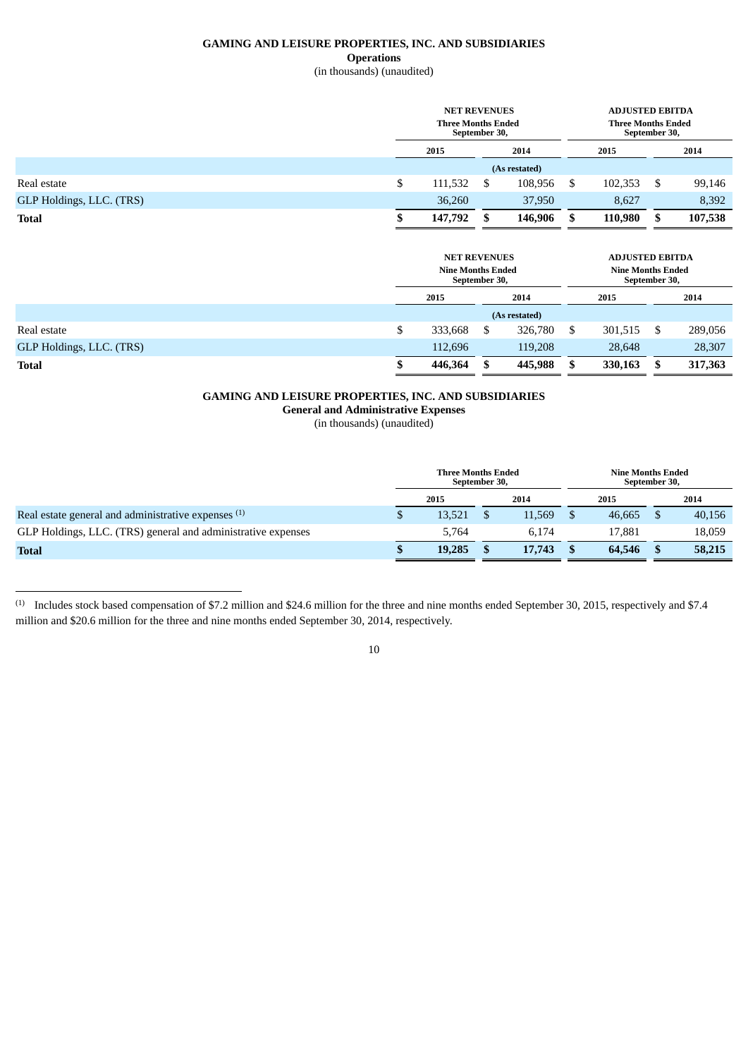**GAMING AND LEISURE PROPERTIES, INC. AND SUBSIDIARIES**

**Operations**

(in thousands) (unaudited)

| | NET REVENUES Three Months Ended September 30, | | ADJUSTED EBITDA Three Months Ended September 30, | |
|---|---|---|---|---|
| | 2015 | 2014 | 2015 | 2014 |
| | | (As restated) | | |
| Real estate | $ 111,532 | $ 108,956 | $ 102,353 | $ 99,146 |
| GLP Holdings, LLC. (TRS) | 36,260 | 37,950 | 8,627 | 8,392 |
| **Total** | **$ 147,792** | **$ 146,906** | **$ 110,980** | **$ 107,538** |

| | NET REVENUES Nine Months Ended September 30, | | ADJUSTED EBITDA Nine Months Ended September 30, | |
|---|---|---|---|---|
| | 2015 | 2014 | 2015 | 2014 |
| | | (As restated) | | |
| Real estate | $ 333,668 | $ 326,780 | $ 301,515 | $ 289,056 |
| GLP Holdings, LLC. (TRS) | 112,696 | 119,208 | 28,648 | 28,307 |
| **Total** | **$ 446,364** | **$ 445,988** | **$ 330,163** | **$ 317,363** |

**GAMING AND LEISURE PROPERTIES, INC. AND SUBSIDIARIES**

**General and Administrative Expenses**

(in thousands) (unaudited)

| | Three Months Ended September 30, | | Nine Months Ended September 30, | |
|---|---|---|---|---|
| | 2015 | 2014 | 2015 | 2014 |
| Real estate general and administrative expenses [1] | $ 13,521 | $ 11,569 | $ 46,665 | $ 40,156 |
| GLP Holdings, LLC. (TRS) general and administrative expenses | 5,764 | 6,174 | 17,881 | 18,059 |
| **Total** | **$ 19,285** | **$ 17,743** | **$ 64,546** | **$ 58,215** |

[1] Includes stock based compensation of $7.2 million and $24.6 million for the three and nine months ended September 30, 2015, respectively and $7.4 million and $20.6 million for the three and nine months ended September 30, 2014, respectively.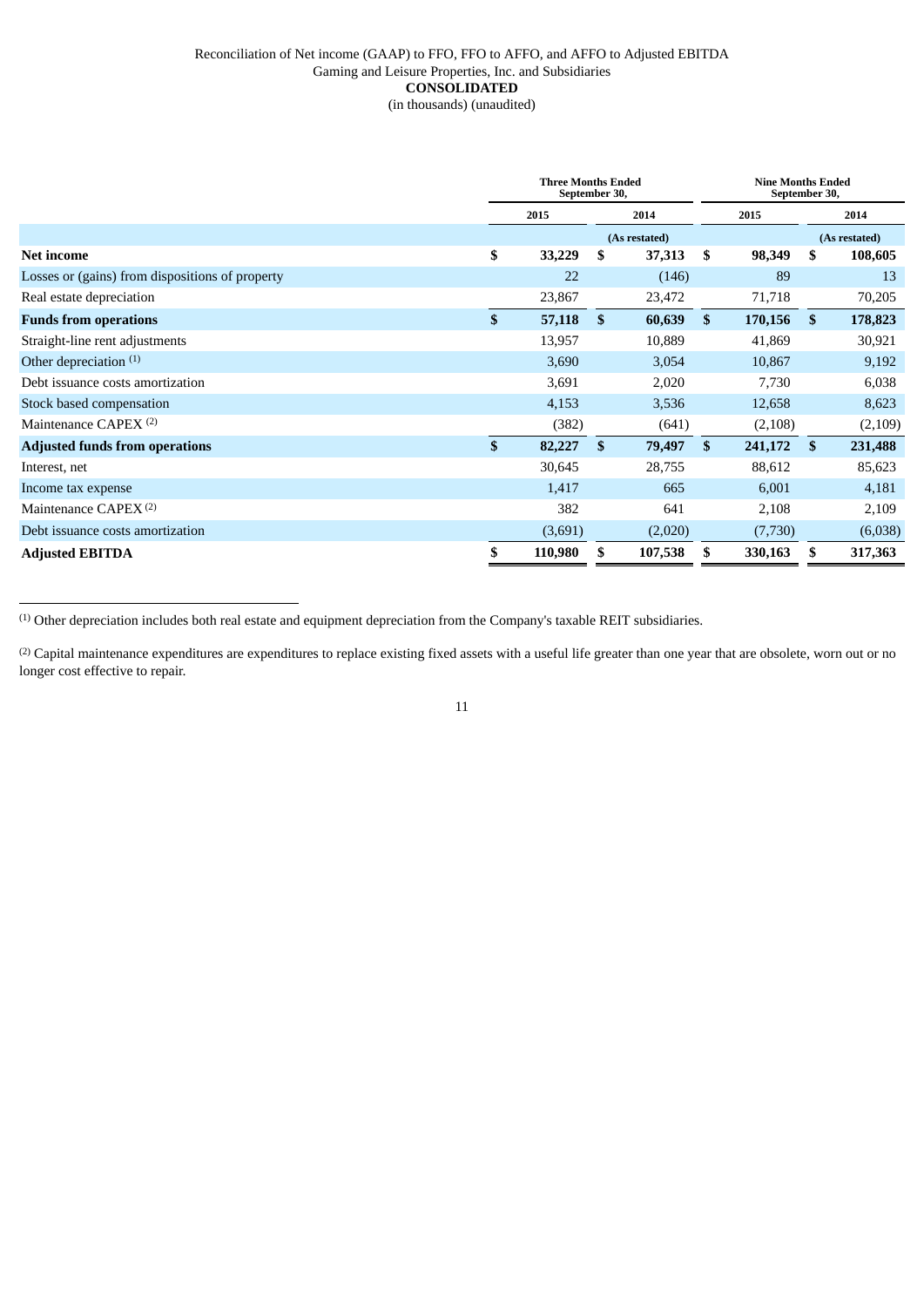Reconciliation of Net income (GAAP) to FFO, FFO to AFFO, and AFFO to Adjusted EBITDA

Gaming and Leisure Properties, Inc. and Subsidiaries

**CONSOLIDATED**

(in thousands) (unaudited)

| | Three Months Ended September 30, | | Nine Months Ended September 30, | |
|---|---|---|---|---|
| | 2015 | 2014 | 2015 | 2014 |
| | | (As restated) | | (As restated) |
| **Net income** | **$ 33,229** | **$ 37,313** | **$ 98,349** | **$ 108,605** |
| Losses or (gains) from dispositions of property | 22 | (146) | 89 | 13 |
| Real estate depreciation | 23,867 | 23,472 | 71,718 | 70,205 |
| **Funds from operations** | **$ 57,118** | **$ 60,639** | **$ 170,156** | **$ 178,823** |
| Straight-line rent adjustments | 13,957 | 10,889 | 41,869 | 30,921 |
| Other depreciation [(1)] | 3,690 | 3,054 | 10,867 | 9,192 |
| Debt issuance costs amortization | 3,691 | 2,020 | 7,730 | 6,038 |
| Stock based compensation | 4,153 | 3,536 | 12,658 | 8,623 |
| Maintenance CAPEX [(2)] | (382) | (641) | (2,108) | (2,109) |
| **Adjusted funds from operations** | **$ 82,227** | **$ 79,497** | **$ 241,172** | **$ 231,488** |
| Interest, net | 30,645 | 28,755 | 88,612 | 85,623 |
| Income tax expense | 1,417 | 665 | 6,001 | 4,181 |
| Maintenance CAPEX [(2)] | 382 | 641 | 2,108 | 2,109 |
| Debt issuance costs amortization | (3,691) | (2,020) | (7,730) | (6,038) |
| **Adjusted EBITDA** | **$ 110,980** | **$ 107,538** | **$ 330,163** | **$ 317,363** |

[(1)] Other depreciation includes both real estate and equipment depreciation from the Company's taxable REIT subsidiaries.

[(2)] Capital maintenance expenditures are expenditures to replace existing fixed assets with a useful life greater than one year that are obsolete, worn out or no longer cost effective to repair.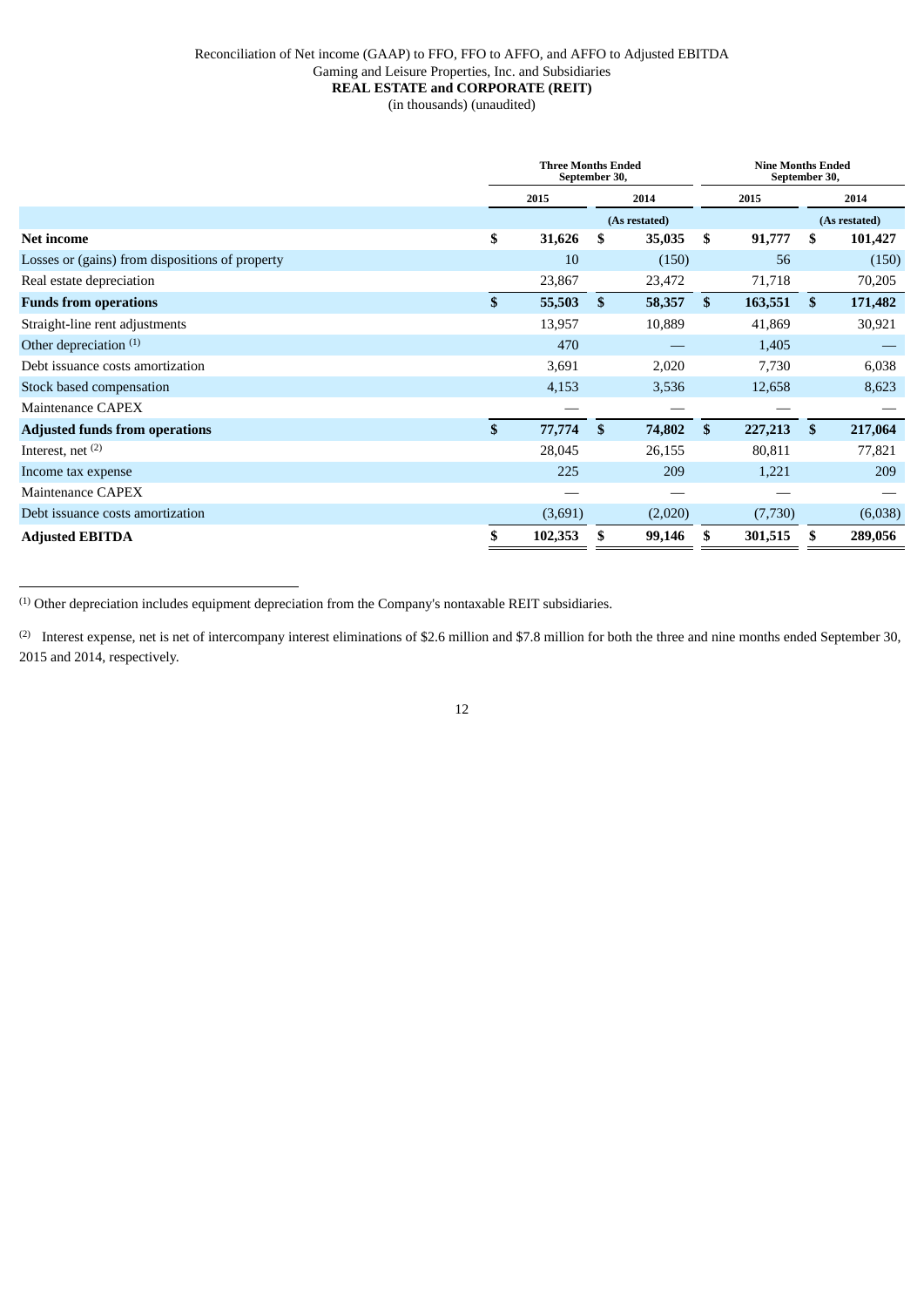Reconciliation of Net income (GAAP) to FFO, FFO to AFFO, and AFFO to Adjusted EBITDA
Gaming and Leisure Properties, Inc. and Subsidiaries
**REAL ESTATE and CORPORATE (REIT)**
(in thousands) (unaudited)

| | Three Months Ended September 30, | | Nine Months Ended September 30, | |
|---|---|---|---|---|
| | 2015 | 2014 | 2015 | 2014 |
| | | (As restated) | | (As restated) |
| **Net income** | $ 31,626 | $ 35,035 | $ 91,777 | $ 101,427 |
| Losses or (gains) from dispositions of property | 10 | (150) | 56 | (150) |
| Real estate depreciation | 23,867 | 23,472 | 71,718 | 70,205 |
| **Funds from operations** | $ 55,503 | $ 58,357 | $ 163,551 | $ 171,482 |
| Straight-line rent adjustments | 13,957 | 10,889 | 41,869 | 30,921 |
| Other depreciation [(1)] | 470 | — | 1,405 | — |
| Debt issuance costs amortization | 3,691 | 2,020 | 7,730 | 6,038 |
| Stock based compensation | 4,153 | 3,536 | 12,658 | 8,623 |
| Maintenance CAPEX | — | — | — | — |
| **Adjusted funds from operations** | $ 77,774 | $ 74,802 | $ 227,213 | $ 217,064 |
| Interest, net [(2)] | 28,045 | 26,155 | 80,811 | 77,821 |
| Income tax expense | 225 | 209 | 1,221 | 209 |
| Maintenance CAPEX | — | — | — | — |
| Debt issuance costs amortization | (3,691) | (2,020) | (7,730) | (6,038) |
| **Adjusted EBITDA** | $ 102,353 | $ 99,146 | $ 301,515 | $ 289,056 |

[(1)] Other depreciation includes equipment depreciation from the Company's nontaxable REIT subsidiaries.

[(2)] Interest expense, net is net of intercompany interest eliminations of $2.6 million and $7.8 million for both the three and nine months ended September 30, 2015 and 2014, respectively.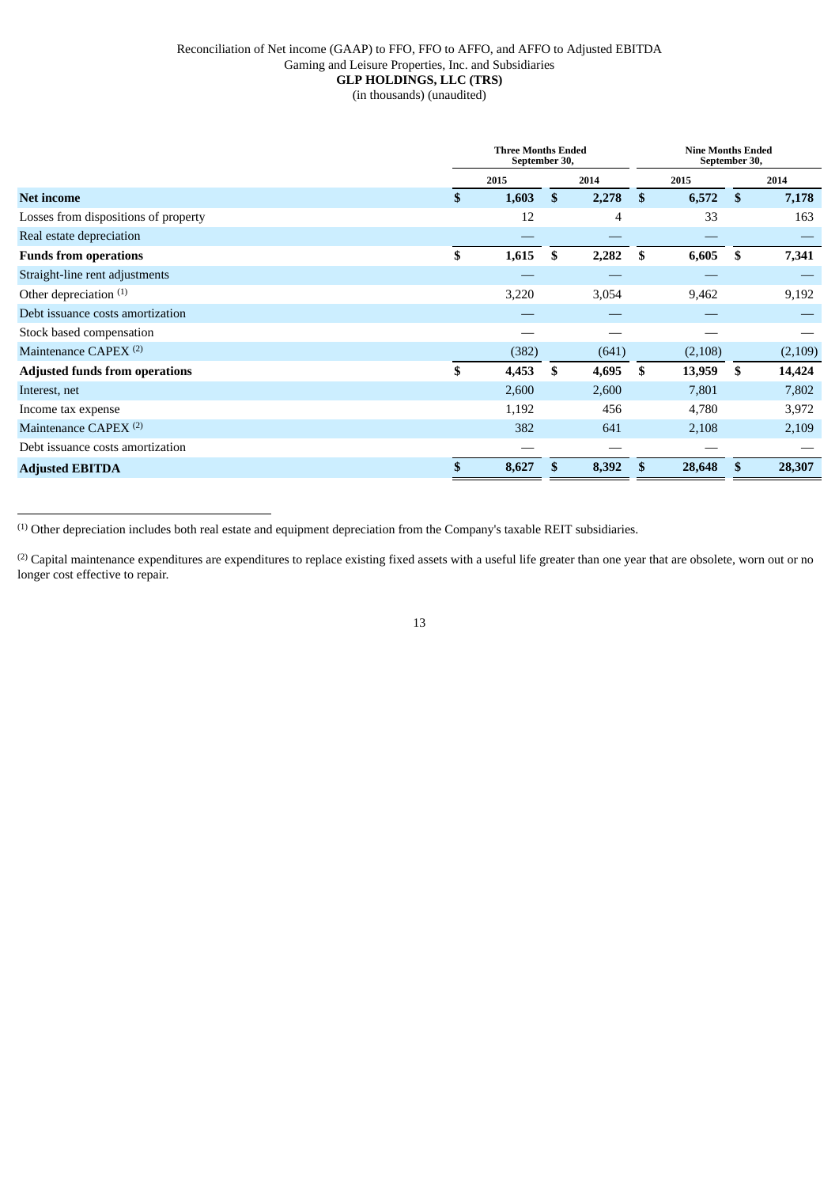Reconciliation of Net income (GAAP) to FFO, FFO to AFFO, and AFFO to Adjusted EBITDA

Gaming and Leisure Properties, Inc. and Subsidiaries

**GLP HOLDINGS, LLC (TRS)**

(in thousands) (unaudited)

| | Three Months Ended September 30, | | Nine Months Ended September 30, | |
|---|---|---|---|---|
| | 2015 | 2014 | 2015 | 2014 |
| **Net income** | **$ 1,603** | **$ 2,278** | **$ 6,572** | **$ 7,178** |
| Losses from dispositions of property | 12 | 4 | 33 | 163 |
| Real estate depreciation | — | — | — | — |
| **Funds from operations** | **$ 1,615** | **$ 2,282** | **$ 6,605** | **$ 7,341** |
| Straight-line rent adjustments | — | — | — | — |
| Other depreciation [1] | 3,220 | 3,054 | 9,462 | 9,192 |
| Debt issuance costs amortization | — | — | — | — |
| Stock based compensation | — | — | — | — |
| Maintenance CAPEX [2] | (382) | (641) | (2,108) | (2,109) |
| **Adjusted funds from operations** | **$ 4,453** | **$ 4,695** | **$ 13,959** | **$ 14,424** |
| Interest, net | 2,600 | 2,600 | 7,801 | 7,802 |
| Income tax expense | 1,192 | 456 | 4,780 | 3,972 |
| Maintenance CAPEX [2] | 382 | 641 | 2,108 | 2,109 |
| Debt issuance costs amortization | — | — | — | — |
| **Adjusted EBITDA** | **$ 8,627** | **$ 8,392** | **$ 28,648** | **$ 28,307** |

[1] Other depreciation includes both real estate and equipment depreciation from the Company's taxable REIT subsidiaries.

[2] Capital maintenance expenditures are expenditures to replace existing fixed assets with a useful life greater than one year that are obsolete, worn out or no longer cost effective to repair.